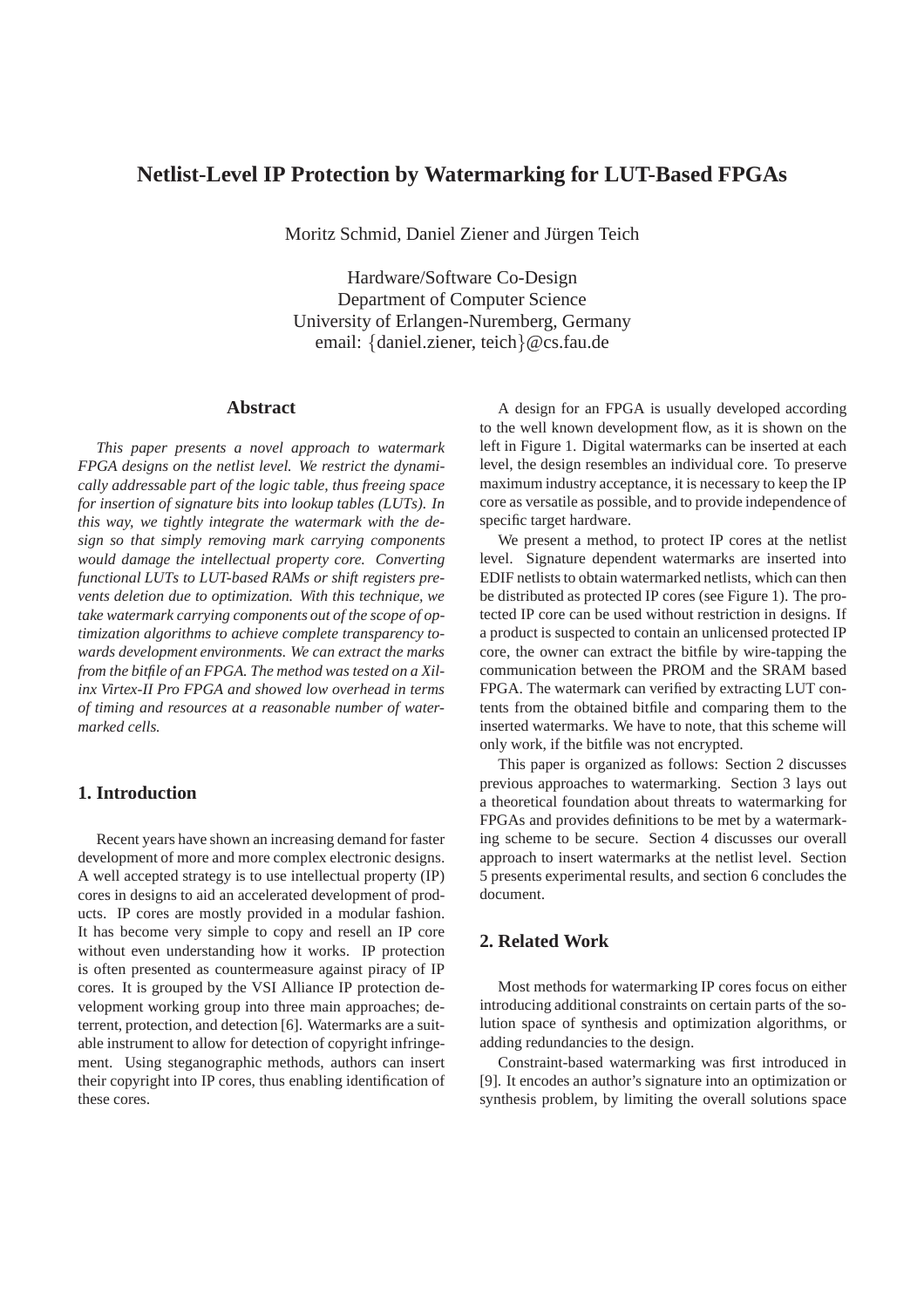# Netlist-Level IP Protection by Watermarking for LUT-Based FPGAs

Moritz Schmid, Daniel Ziener and Jürgen Teich

Hardware/Software Co-Design
Department of Computer Science
University of Erlangen-Nuremberg, Germany
email: {daniel.ziener, teich}@cs.fau.de

## Abstract

*This paper presents a novel approach to watermark FPGA designs on the netlist level. We restrict the dynamically addressable part of the logic table, thus freeing space for insertion of signature bits into lookup tables (LUTs). In this way, we tightly integrate the watermark with the design so that simply removing mark carrying components would damage the intellectual property core. Converting functional LUTs to LUT-based RAMs or shift registers prevents deletion due to optimization. With this technique, we take watermark carrying components out of the scope of optimization algorithms to achieve complete transparency towards development environments. We can extract the marks from the bitfile of an FPGA. The method was tested on a Xilinx Virtex-II Pro FPGA and showed low overhead in terms of timing and resources at a reasonable number of watermarked cells.*

## 1. Introduction

Recent years have shown an increasing demand for faster development of more and more complex electronic designs. A well accepted strategy is to use intellectual property (IP) cores in designs to aid an accelerated development of products. IP cores are mostly provided in a modular fashion. It has become very simple to copy and resell an IP core without even understanding how it works. IP protection is often presented as countermeasure against piracy of IP cores. It is grouped by the VSI Alliance IP protection development working group into three main approaches; deterrent, protection, and detection [6]. Watermarks are a suitable instrument to allow for detection of copyright infringement. Using steganographic methods, authors can insert their copyright into IP cores, thus enabling identification of these cores.

A design for an FPGA is usually developed according to the well known development flow, as it is shown on the left in Figure 1. Digital watermarks can be inserted at each level, the design resembles an individual core. To preserve maximum industry acceptance, it is necessary to keep the IP core as versatile as possible, and to provide independence of specific target hardware.

We present a method, to protect IP cores at the netlist level. Signature dependent watermarks are inserted into EDIF netlists to obtain watermarked netlists, which can then be distributed as protected IP cores (see Figure 1). The protected IP core can be used without restriction in designs. If a product is suspected to contain an unlicensed protected IP core, the owner can extract the bitfile by wire-tapping the communication between the PROM and the SRAM based FPGA. The watermark can verified by extracting LUT contents from the obtained bitfile and comparing them to the inserted watermarks. We have to note, that this scheme will only work, if the bitfile was not encrypted.

This paper is organized as follows: Section 2 discusses previous approaches to watermarking. Section 3 lays out a theoretical foundation about threats to watermarking for FPGAs and provides definitions to be met by a watermarking scheme to be secure. Section 4 discusses our overall approach to insert watermarks at the netlist level. Section 5 presents experimental results, and section 6 concludes the document.

## 2. Related Work

Most methods for watermarking IP cores focus on either introducing additional constraints on certain parts of the solution space of synthesis and optimization algorithms, or adding redundancies to the design.

Constraint-based watermarking was first introduced in [9]. It encodes an author's signature into an optimization or synthesis problem, by limiting the overall solutions space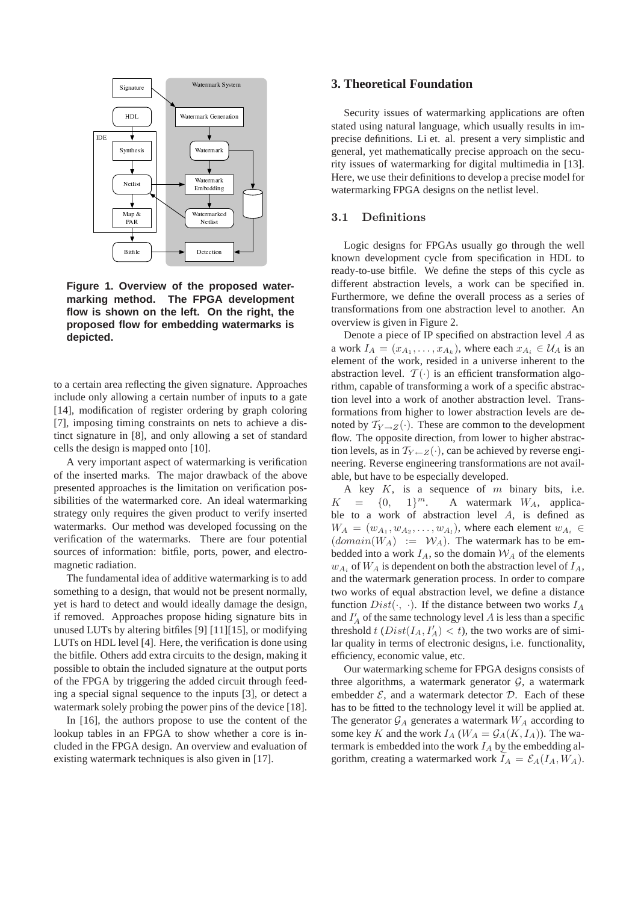**Figure 1. Overview of the proposed watermarking method. The FPGA development flow is shown on the left. On the right, the proposed flow for embedding watermarks is depicted.**

to a certain area reflecting the given signature. Approaches include only allowing a certain number of inputs to a gate [14], modification of register ordering by graph coloring [7], imposing timing constraints on nets to achieve a distinct signature in [8], and only allowing a set of standard cells the design is mapped onto [10].

A very important aspect of watermarking is verification of the inserted marks. The major drawback of the above presented approaches is the limitation on verification possibilities of the watermarked core. An ideal watermarking strategy only requires the given product to verify inserted watermarks. Our method was developed focussing on the verification of the watermarks. There are four potential sources of information: bitfile, ports, power, and electromagnetic radiation.

The fundamental idea of additive watermarking is to add something to a design, that would not be present normally, yet is hard to detect and would ideally damage the design, if removed. Approaches propose hiding signature bits in unused LUTs by altering bitfiles [9] [11][15], or modifying LUTs on HDL level [4]. Here, the verification is done using the bitfile. Others add extra circuits to the design, making it possible to obtain the included signature at the output ports of the FPGA by triggering the added circuit through feeding a special signal sequence to the inputs [3], or detect a watermark solely probing the power pins of the device [18].

In [16], the authors propose to use the content of the lookup tables in an FPGA to show whether a core is included in the FPGA design. An overview and evaluation of existing watermark techniques is also given in [17].

## 3. Theoretical Foundation

Security issues of watermarking applications are often stated using natural language, which usually results in imprecise definitions. Li et. al. present a very simplistic and general, yet mathematically precise approach on the security issues of watermarking for digital multimedia in [13]. Here, we use their definitions to develop a precise model for watermarking FPGA designs on the netlist level.

### 3.1 Definitions

Logic designs for FPGAs usually go through the well known development cycle from specification in HDL to ready-to-use bitfile. We define the steps of this cycle as different abstraction levels, a work can be specified in. Furthermore, we define the overall process as a series of transformations from one abstraction level to another. An overview is given in Figure 2.

Denote a piece of IP specified on abstraction level $A$ as a work $I_A = (x_{A_1}, \dots, x_{A_k})$, where each $x_{A_i} \in \mathcal{U}_A$ is an element of the work, resided in a universe inherent to the abstraction level. $\mathcal{T}(\cdot)$ is an efficient transformation algorithm, capable of transforming a work of a specific abstraction level into a work of another abstraction level. Transformations from higher to lower abstraction levels are denoted by $\mathcal{T}_{Y \to Z}(\cdot)$. These are common to the development flow. The opposite direction, from lower to higher abstraction levels, as in $\mathcal{T}_{Y \leftarrow Z}(\cdot)$, can be achieved by reverse engineering. Reverse engineering transformations are not available, but have to be especially developed.

A key $K$, is a sequence of $m$ binary bits, i.e. $K = \{0, 1\}^m$. A watermark $W_A$, applicable to a work of abstraction level $A$, is defined as $W_A = (w_{A_1}, w_{A_2}, \dots, w_{A_l})$, where each element $w_{A_i} \in (domain(W_A) := \mathcal{W}_A)$. The watermark has to be embedded into a work $I_A$, so the domain $\mathcal{W}_A$ of the elements $w_{A_i}$ of $W_A$ is dependent on both the abstraction level of $I_A$, and the watermark generation process. In order to compare two works of equal abstraction level, we define a distance function $Dist(\cdot, \cdot)$. If the distance between two works $I_A$ and $I'_A$ of the same technology level $A$ is less than a specific threshold $t$ ($Dist(I_A, I'_A) < t$), the two works are of similar quality in terms of electronic designs, i.e. functionality, efficiency, economic value, etc.

Our watermarking scheme for FPGA designs consists of three algorithms, a watermark generator $\mathcal{G}$, a watermark embedder $\mathcal{E}$, and a watermark detector $\mathcal{D}$. Each of these has to be fitted to the technology level it will be applied at. The generator $\mathcal{G}_A$ generates a watermark $W_A$ according to some key $K$ and the work $I_A$ ($W_A = \mathcal{G}_A(K, I_A)$). The watermark is embedded into the work $I_A$ by the embedding algorithm, creating a watermarked work $\widetilde{I}_A = \mathcal{E}_A(I_A, W_A)$.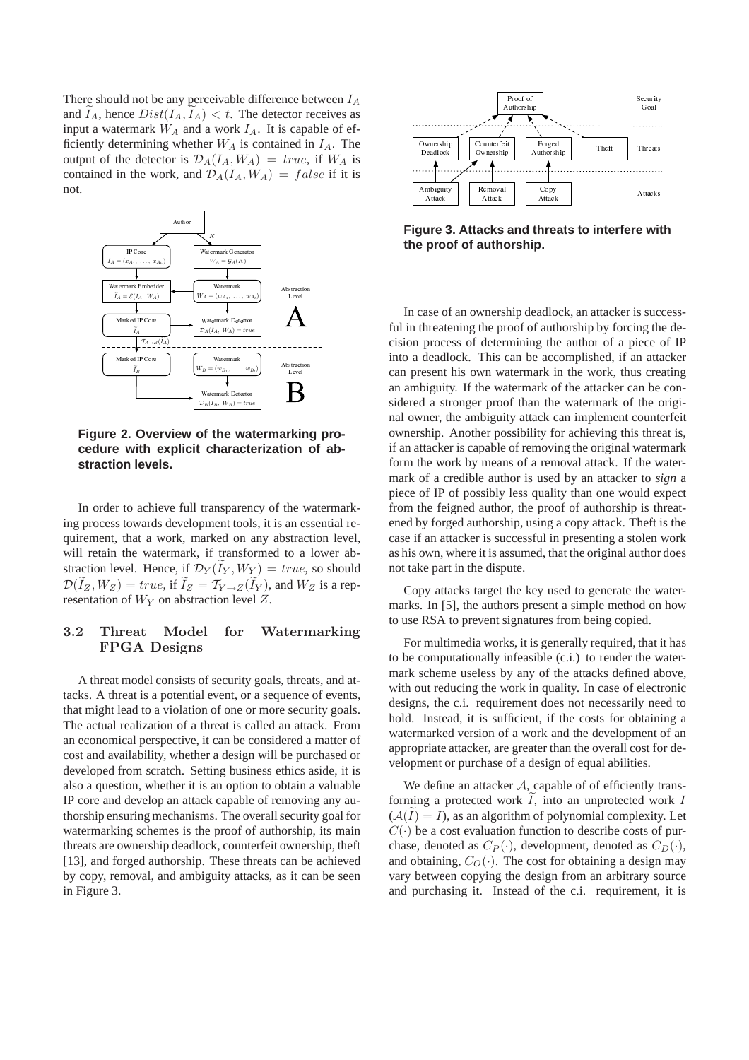There should not be any perceivable difference between $I_A$ and $\widetilde{I}_A$, hence $Dist(I_A, \widetilde{I}_A) < t$. The detector receives as input a watermark $W_A$ and a work $I_A$. It is capable of efficiently determining whether $W_A$ is contained in $I_A$. The output of the detector is $\mathcal{D}_A(I_A, W_A) = true$, if $W_A$ is contained in the work, and $\mathcal{D}_A(I_A, W_A) = false$ if it is not.

**Figure 2. Overview of the watermarking procedure with explicit characterization of abstraction levels.**

In order to achieve full transparency of the watermarking process towards development tools, it is an essential requirement, that a work, marked on any abstraction level, will retain the watermark, if transformed to a lower abstraction level. Hence, if $\mathcal{D}_Y(\widetilde{I}_Y, W_Y) = true$, so should $\mathcal{D}(\widetilde{I}_Z, W_Z) = true$, if $\widetilde{I}_Z = \mathcal{T}_{Y \to Z}(\widetilde{I}_Y)$, and $W_Z$ is a representation of $W_Y$ on abstraction level $Z$.

### 3.2 Threat Model for Watermarking FPGA Designs

A threat model consists of security goals, threats, and attacks. A threat is a potential event, or a sequence of events, that might lead to a violation of one or more security goals. The actual realization of a threat is called an attack. From an economical perspective, it can be considered a matter of cost and availability, whether a design will be purchased or developed from scratch. Setting business ethics aside, it is also a question, whether it is an option to obtain a valuable IP core and develop an attack capable of removing any authorship ensuring mechanisms. The overall security goal for watermarking schemes is the proof of authorship, its main threats are ownership deadlock, counterfeit ownership, theft [13], and forged authorship. These threats can be achieved by copy, removal, and ambiguity attacks, as it can be seen in Figure 3.

**Figure 3. Attacks and threats to interfere with the proof of authorship.**

In case of an ownership deadlock, an attacker is successful in threatening the proof of authorship by forcing the decision process of determining the author of a piece of IP into a deadlock. This can be accomplished, if an attacker can present his own watermark in the work, thus creating an ambiguity. If the watermark of the attacker can be considered a stronger proof than the watermark of the original owner, the ambiguity attack can implement counterfeit ownership. Another possibility for achieving this threat is, if an attacker is capable of removing the original watermark form the work by means of a removal attack. If the watermark of a credible author is used by an attacker to *sign* a piece of IP of possibly less quality than one would expect from the feigned author, the proof of authorship is threatened by forged authorship, using a copy attack. Theft is the case if an attacker is successful in presenting a stolen work as his own, where it is assumed, that the original author does not take part in the dispute.

Copy attacks target the key used to generate the watermarks. In [5], the authors present a simple method on how to use RSA to prevent signatures from being copied.

For multimedia works, it is generally required, that it has to be computationally infeasible (c.i.) to render the watermark scheme useless by any of the attacks defined above, with out reducing the work in quality. In case of electronic designs, the c.i. requirement does not necessarily need to hold. Instead, it is sufficient, if the costs for obtaining a watermarked version of a work and the development of an appropriate attacker, are greater than the overall cost for development or purchase of a design of equal abilities.

We define an attacker $\mathcal{A}$, capable of of efficiently transforming a protected work $\widetilde{I}$, into an unprotected work $I$ ($\mathcal{A}(\widetilde{I}) = I$), as an algorithm of polynomial complexity. Let $C(\cdot)$ be a cost evaluation function to describe costs of purchase, denoted as $C_P(\cdot)$, development, denoted as $C_D(\cdot)$, and obtaining, $C_O(\cdot)$. The cost for obtaining a design may vary between copying the design from an arbitrary source and purchasing it. Instead of the c.i. requirement, it is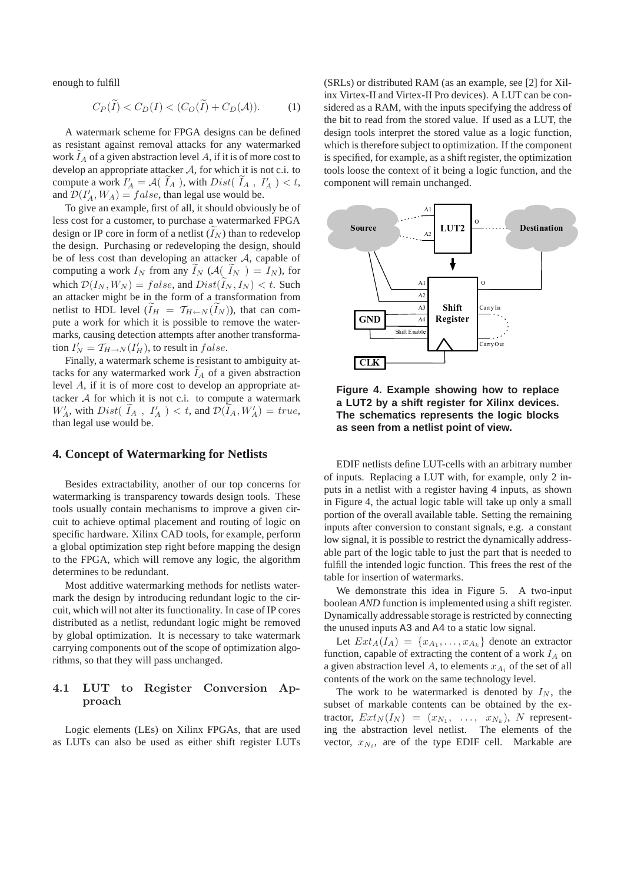enough to fulfill

$$C_P(\widetilde{I}) < C_D(I) < (C_O(\widetilde{I}) + C_D(\mathcal{A})). \qquad (1)$$

A watermark scheme for FPGA designs can be defined as resistant against removal attacks for any watermarked work $\widetilde{I}_A$ of a given abstraction level $A$, if it is of more cost to develop an appropriate attacker $\mathcal{A}$, for which it is not c.i. to compute a work $I'_A = \mathcal{A}(\widetilde{I}_A)$, with $Dist(\widetilde{I}_A, I'_A) < t$, and $\mathcal{D}(I'_A, W_A) = false$, than legal use would be.

To give an example, first of all, it should obviously be of less cost for a customer, to purchase a watermarked FPGA design or IP core in form of a netlist ($\widetilde{I}_N$) than to redevelop the design. Purchasing or redeveloping the design, should be of less cost than developing an attacker $\mathcal{A}$, capable of computing a work $I_N$ from any $\widetilde{I}_N$ ($\mathcal{A}(\widetilde{I}_N) = I_N$), for which $\mathcal{D}(I_N, W_N) = false$, and $Dist(\widetilde{I}_N, I_N) < t$. Such an attacker might be in the form of a transformation from netlist to HDL level ($\widetilde{I}_H = \mathcal{T}_{H\leftarrow N}(\widetilde{I}_N)$), that can compute a work for which it is possible to remove the watermarks, causing detection attempts after another transformation $I'_N = \mathcal{T}_{H\rightarrow N}(I'_H)$, to result in $false$.

Finally, a watermark scheme is resistant to ambiguity attacks for any watermarked work $\widetilde{I}_A$ of a given abstraction level $A$, if it is of more cost to develop an appropriate attacker $\mathcal{A}$ for which it is not c.i. to compute a watermark $W'_A$, with $Dist(\widetilde{I}_A, I'_A) < t$, and $\mathcal{D}(\widetilde{I}_A, W'_A) = true$, than legal use would be.

## 4. Concept of Watermarking for Netlists

Besides extractability, another of our top concerns for watermarking is transparency towards design tools. These tools usually contain mechanisms to improve a given circuit to achieve optimal placement and routing of logic on specific hardware. Xilinx CAD tools, for example, perform a global optimization step right before mapping the design to the FPGA, which will remove any logic, the algorithm determines to be redundant.

Most additive watermarking methods for netlists watermark the design by introducing redundant logic to the circuit, which will not alter its functionality. In case of IP cores distributed as a netlist, redundant logic might be removed by global optimization. It is necessary to take watermark carrying components out of the scope of optimization algorithms, so that they will pass unchanged.

### 4.1 LUT to Register Conversion Approach

Logic elements (LEs) on Xilinx FPGAs, that are used as LUTs can also be used as either shift register LUTs (SRLs) or distributed RAM (as an example, see [2] for Xilinx Virtex-II and Virtex-II Pro devices). A LUT can be considered as a RAM, with the inputs specifying the address of the bit to read from the stored value. If used as a LUT, the design tools interpret the stored value as a logic function, which is therefore subject to optimization. If the component is specified, for example, as a shift register, the optimization tools loose the context of it being a logic function, and the component will remain unchanged.

**Figure 4. Example showing how to replace a LUT2 by a shift register for Xilinx devices. The schematics represents the logic blocks as seen from a netlist point of view.**

EDIF netlists define LUT-cells with an arbitrary number of inputs. Replacing a LUT with, for example, only 2 inputs in a netlist with a register having 4 inputs, as shown in Figure 4, the actual logic table will take up only a small portion of the overall available table. Setting the remaining inputs after conversion to constant signals, e.g. a constant low signal, it is possible to restrict the dynamically addressable part of the logic table to just the part that is needed to fulfill the intended logic function. This frees the rest of the table for insertion of watermarks.

We demonstrate this idea in Figure 5. A two-input boolean *AND* function is implemented using a shift register. Dynamically addressable storage is restricted by connecting the unused inputs A3 and A4 to a static low signal.

Let $Ext_A(I_A) = \{x_{A_1}, \ldots, x_{A_k}\}$ denote an extractor function, capable of extracting the content of a work $I_A$ on a given abstraction level $A$, to elements $x_{A_i}$ of the set of all contents of the work on the same technology level.

The work to be watermarked is denoted by $I_N$, the subset of markable contents can be obtained by the extractor, $Ext_N(I_N) = (x_{N_1}, \ldots, x_{N_k})$, $N$ representing the abstraction level netlist. The elements of the vector, $x_{N_i}$, are of the type EDIF cell. Markable are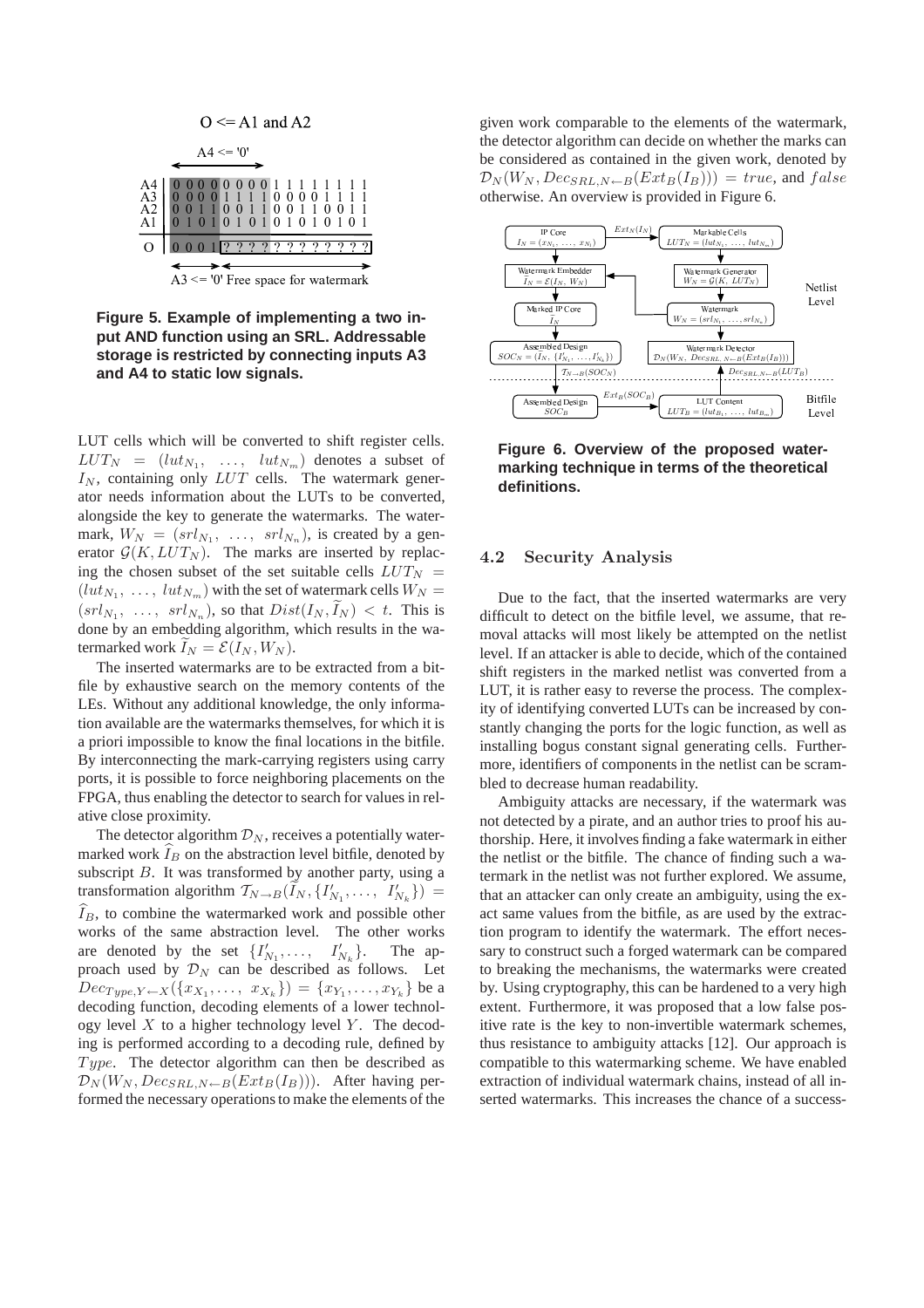Figure 5. Example of implementing a two input AND function using an SRL. Addressable storage is restricted by connecting inputs A3 and A4 to static low signals.

LUT cells which will be converted to shift register cells. $LUT_N = (lut_{N_1}, \ \ldots, \ lut_{N_m})$ denotes a subset of $I_N$, containing only $LUT$ cells. The watermark generator needs information about the LUTs to be converted, alongside the key to generate the watermarks. The watermark, $W_N = (srl_{N_1}, \ \ldots, \ srl_{N_n})$, is created by a generator $\mathcal{G}(K, LUT_N)$. The marks are inserted by replacing the chosen subset of the set suitable cells $LUT_N = (lut_{N_1}, \ \ldots, \ lut_{N_m})$ with the set of watermark cells $W_N = (srl_{N_1}, \ \ldots, \ srl_{N_n})$, so that $Dist(I_N, \widetilde{I}_N) < t$. This is done by an embedding algorithm, which results in the watermarked work $\widetilde{I}_N = \mathcal{E}(I_N, W_N)$.

The inserted watermarks are to be extracted from a bitfile by exhaustive search on the memory contents of the LEs. Without any additional knowledge, the only information available are the watermarks themselves, for which it is a priori impossible to know the final locations in the bitfile. By interconnecting the mark-carrying registers using carry ports, it is possible to force neighboring placements on the FPGA, thus enabling the detector to search for values in relative close proximity.

The detector algorithm $\mathcal{D}_N$, receives a potentially watermarked work $\widehat{I}_B$ on the abstraction level bitfile, denoted by subscript $B$. It was transformed by another party, using a transformation algorithm $\mathcal{T}_{N \rightarrow B}(\widetilde{I}_N, \{I'_{N_1}, \ldots, \ I'_{N_k}\}) = \widehat{I}_B$, to combine the watermarked work and possible other works of the same abstraction level. The other works are denoted by the set $\{I'_{N_1}, \ldots, \ \ I'_{N_k}\}$. The approach used by $\mathcal{D}_N$ can be described as follows. Let $Dec_{Type, Y \leftarrow X}(\{x_{X_1}, \ldots, \ x_{X_k}\}) = \{x_{Y_1}, \ldots, x_{Y_k}\}$ be a decoding function, decoding elements of a lower technology level $X$ to a higher technology level $Y$. The decoding is performed according to a decoding rule, defined by $Type$. The detector algorithm can then be described as $\mathcal{D}_N(W_N, Dec_{SRL,N \leftarrow B}(Ext_B(I_B)))$. After having performed the necessary operations to make the elements of the given work comparable to the elements of the watermark, the detector algorithm can decide on whether the marks can be considered as contained in the given work, denoted by $\mathcal{D}_N(W_N, Dec_{SRL,N \leftarrow B}(Ext_B(I_B))) = true$, and $false$ otherwise. An overview is provided in Figure 6.

Figure 6. Overview of the proposed watermarking technique in terms of the theoretical definitions.

### 4.2 Security Analysis

Due to the fact, that the inserted watermarks are very difficult to detect on the bitfile level, we assume, that removal attacks will most likely be attempted on the netlist level. If an attacker is able to decide, which of the contained shift registers in the marked netlist was converted from a LUT, it is rather easy to reverse the process. The complexity of identifying converted LUTs can be increased by constantly changing the ports for the logic function, as well as installing bogus constant signal generating cells. Furthermore, identifiers of components in the netlist can be scrambled to decrease human readability.

Ambiguity attacks are necessary, if the watermark was not detected by a pirate, and an author tries to proof his authorship. Here, it involves finding a fake watermark in either the netlist or the bitfile. The chance of finding such a watermark in the netlist was not further explored. We assume, that an attacker can only create an ambiguity, using the exact same values from the bitfile, as are used by the extraction program to identify the watermark. The effort necessary to construct such a forged watermark can be compared to breaking the mechanisms, the watermarks were created by. Using cryptography, this can be hardened to a very high extent. Furthermore, it was proposed that a low false positive rate is the key to non-invertible watermark schemes, thus resistance to ambiguity attacks [12]. Our approach is compatible to this watermarking scheme. We have enabled extraction of individual watermark chains, instead of all inserted watermarks. This increases the chance of a success-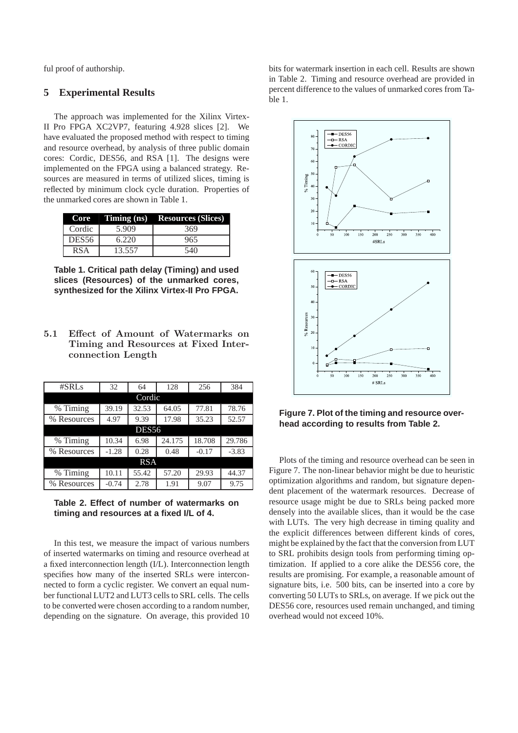ful proof of authorship.

## 5 Experimental Results

The approach was implemented for the Xilinx Virtex-II Pro FPGA XC2VP7, featuring 4.928 slices [2]. We have evaluated the proposed method with respect to timing and resource overhead, by analysis of three public domain cores: Cordic, DES56, and RSA [1]. The designs were implemented on the FPGA using a balanced strategy. Resources are measured in terms of utilized slices, timing is reflected by minimum clock cycle duration. Properties of the unmarked cores are shown in Table 1.

| Core | Timing (ns) | Resources (Slices) |
|---|---|---|
| Cordic | 5.909 | 369 |
| DES56 | 6.220 | 965 |
| RSA | 13.557 | 540 |

**Table 1. Critical path delay (Timing) and used slices (Resources) of the unmarked cores, synthesized for the Xilinx Virtex-II Pro FPGA.**

### 5.1 Effect of Amount of Watermarks on Timing and Resources at Fixed Interconnection Length

| #SRLs | 32 | 64 | 128 | 256 | 384 |
|---|---|---|---|---|---|
| Cordic | | | | | |
| % Timing | 39.19 | 32.53 | 64.05 | 77.81 | 78.76 |
| % Resources | 4.97 | 9.39 | 17.98 | 35.23 | 52.57 |
| DES56 | | | | | |
| % Timing | 10.34 | 6.98 | 24.175 | 18.708 | 29.786 |
| % Resources | -1.28 | 0.28 | 0.48 | -0.17 | -3.83 |
| RSA | | | | | |
| % Timing | 10.11 | 55.42 | 57.20 | 29.93 | 44.37 |
| % Resources | -0.74 | 2.78 | 1.91 | 9.07 | 9.75 |

**Table 2. Effect of number of watermarks on timing and resources at a fixed I/L of 4.**

In this test, we measure the impact of various numbers of inserted watermarks on timing and resource overhead at a fixed interconnection length (I/L). Interconnection length specifies how many of the inserted SRLs were interconnected to form a cyclic register. We convert an equal number functional LUT2 and LUT3 cells to SRL cells. The cells to be converted were chosen according to a random number, depending on the signature. On average, this provided 10 bits for watermark insertion in each cell. Results are shown in Table 2. Timing and resource overhead are provided in percent difference to the values of unmarked cores from Table 1.

**Figure 7. Plot of the timing and resource overhead according to results from Table 2.**

Plots of the timing and resource overhead can be seen in Figure 7. The non-linear behavior might be due to heuristic optimization algorithms and random, but signature dependent placement of the watermark resources. Decrease of resource usage might be due to SRLs being packed more densely into the available slices, than it would be the case with LUTs. The very high decrease in timing quality and the explicit differences between different kinds of cores, might be explained by the fact that the conversion from LUT to SRL prohibits design tools from performing timing optimization. If applied to a core alike the DES56 core, the results are promising. For example, a reasonable amount of signature bits, i.e. 500 bits, can be inserted into a core by converting 50 LUTs to SRLs, on average. If we pick out the DES56 core, resources used remain unchanged, and timing overhead would not exceed 10%.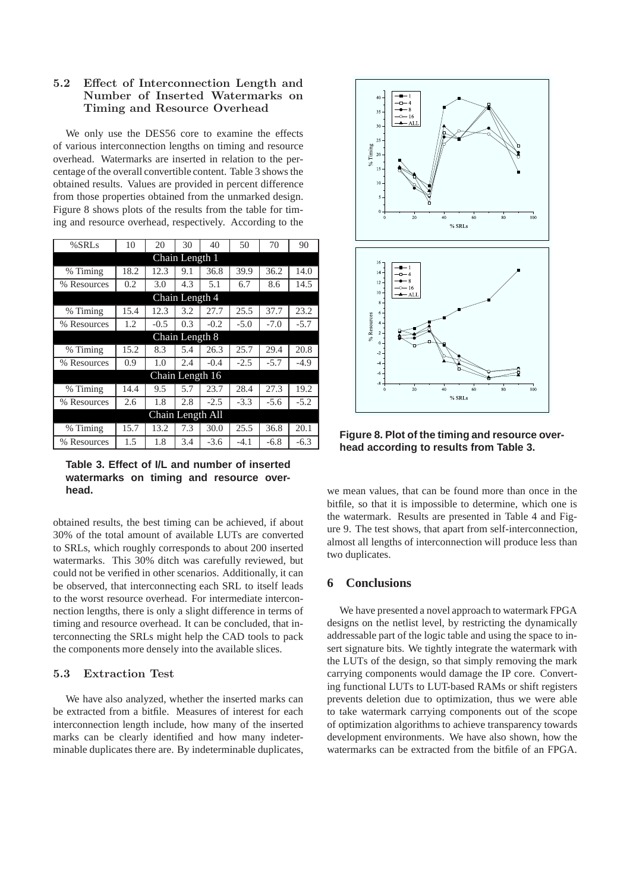### 5.2 Effect of Interconnection Length and Number of Inserted Watermarks on Timing and Resource Overhead

We only use the DES56 core to examine the effects of various interconnection lengths on timing and resource overhead. Watermarks are inserted in relation to the percentage of the overall convertible content. Table 3 shows the obtained results. Values are provided in percent difference from those properties obtained from the unmarked design. Figure 8 shows plots of the results from the table for timing and resource overhead, respectively. According to the obtained results, the best timing can be achieved, if about 30% of the total amount of available LUTs are converted to SRLs, which roughly corresponds to about 200 inserted watermarks. This 30% ditch was carefully reviewed, but could not be verified in other scenarios. Additionally, it can be observed, that interconnecting each SRL to itself leads to the worst resource overhead. For intermediate interconnection lengths, there is only a slight difference in terms of timing and resource overhead. It can be concluded, that interconnecting the SRLs might help the CAD tools to pack the components more densely into the available slices.

| %SRLs | 10 | 20 | 30 | 40 | 50 | 70 | 90 |
|---|---|---|---|---|---|---|---|
| Chain Length 1 | | | | | | | |
| % Timing | 18.2 | 12.3 | 9.1 | 36.8 | 39.9 | 36.2 | 14.0 |
| % Resources | 0.2 | 3.0 | 4.3 | 5.1 | 6.7 | 8.6 | 14.5 |
| Chain Length 4 | | | | | | | |
| % Timing | 15.4 | 12.3 | 3.2 | 27.7 | 25.5 | 37.7 | 23.2 |
| % Resources | 1.2 | -0.5 | 0.3 | -0.2 | -5.0 | -7.0 | -5.7 |
| Chain Length 8 | | | | | | | |
| % Timing | 15.2 | 8.3 | 5.4 | 26.3 | 25.7 | 29.4 | 20.8 |
| % Resources | 0.9 | 1.0 | 2.4 | -0.4 | -2.5 | -5.7 | -4.9 |
| Chain Length 16 | | | | | | | |
| % Timing | 14.4 | 9.5 | 5.7 | 23.7 | 28.4 | 27.3 | 19.2 |
| % Resources | 2.6 | 1.8 | 2.8 | -2.5 | -3.3 | -5.6 | -5.2 |
| Chain Length All | | | | | | | |
| % Timing | 15.7 | 13.2 | 7.3 | 30.0 | 25.5 | 36.8 | 20.1 |
| % Resources | 1.5 | 1.8 | 3.4 | -3.6 | -4.1 | -6.8 | -6.3 |

**Table 3. Effect of I/L and number of inserted watermarks on timing and resource overhead.**

**Figure 8. Plot of the timing and resource overhead according to results from Table 3.**

### 5.3 Extraction Test

We have also analyzed, whether the inserted marks can be extracted from a bitfile. Measures of interest for each interconnection length include, how many of the inserted marks can be clearly identified and how many indeterminable duplicates there are. By indeterminable duplicates, we mean values, that can be found more than once in the bitfile, so that it is impossible to determine, which one is the watermark. Results are presented in Table 4 and Figure 9. The test shows, that apart from self-interconnection, almost all lengths of interconnection will produce less than two duplicates.

## 6 Conclusions

We have presented a novel approach to watermark FPGA designs on the netlist level, by restricting the dynamically addressable part of the logic table and using the space to insert signature bits. We tightly integrate the watermark with the LUTs of the design, so that simply removing the mark carrying components would damage the IP core. Converting functional LUTs to LUT-based RAMs or shift registers prevents deletion due to optimization, thus we were able to take watermark carrying components out of the scope of optimization algorithms to achieve transparency towards development environments. We have also shown, how the watermarks can be extracted from the bitfile of an FPGA.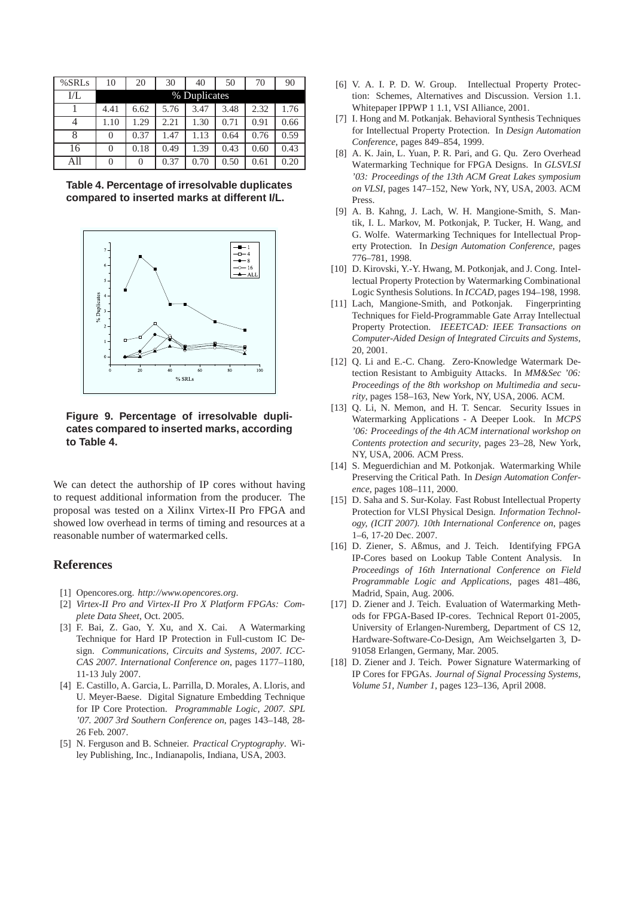| %SRLs | 10 | 20 | 30 | 40 | 50 | 70 | 90 |
|---|---|---|---|---|---|---|---|
| I/L | % Duplicates | | | | | | |
| 1 | 4.41 | 6.62 | 5.76 | 3.47 | 3.48 | 2.32 | 1.76 |
| 4 | 1.10 | 1.29 | 2.21 | 1.30 | 0.71 | 0.91 | 0.66 |
| 8 | 0 | 0.37 | 1.47 | 1.13 | 0.64 | 0.76 | 0.59 |
| 16 | 0 | 0.18 | 0.49 | 1.39 | 0.43 | 0.60 | 0.43 |
| All | 0 | 0 | 0.37 | 0.70 | 0.50 | 0.61 | 0.20 |

**Table 4. Percentage of irresolvable duplicates compared to inserted marks at different I/L.**

% Duplicates

% SRLs

1
4
8
16
ALL

**Figure 9. Percentage of irresolvable duplicates compared to inserted marks, according to Table 4.**

We can detect the authorship of IP cores without having to request additional information from the producer. The proposal was tested on a Xilinx Virtex-II Pro FPGA and showed low overhead in terms of timing and resources at a reasonable number of watermarked cells.

## References

[1] Opencores.org. *http://www.opencores.org*.

[2] *Virtex-II Pro and Virtex-II Pro X Platform FPGAs: Complete Data Sheet*, Oct. 2005.

[3] F. Bai, Z. Gao, Y. Xu, and X. Cai. A Watermarking Technique for Hard IP Protection in Full-custom IC Design. *Communications, Circuits and Systems, 2007. ICCCAS 2007. International Conference on*, pages 1177–1180, 11-13 July 2007.

[4] E. Castillo, A. Garcia, L. Parrilla, D. Morales, A. Lloris, and U. Meyer-Baese. Digital Signature Embedding Technique for IP Core Protection. *Programmable Logic, 2007. SPL '07. 2007 3rd Southern Conference on*, pages 143–148, 28-26 Feb. 2007.

[5] N. Ferguson and B. Schneier. *Practical Cryptography*. Wiley Publishing, Inc., Indianapolis, Indiana, USA, 2003.

[6] V. A. I. P. D. W. Group. Intellectual Property Protection: Schemes, Alternatives and Discussion. Version 1.1. Whitepaper IPPWP 1 1.1, VSI Alliance, 2001.

[7] I. Hong and M. Potkanjak. Behavioral Synthesis Techniques for Intellectual Property Protection. In *Design Automation Conference*, pages 849–854, 1999.

[8] A. K. Jain, L. Yuan, P. R. Pari, and G. Qu. Zero Overhead Watermarking Technique for FPGA Designs. In *GLSVLSI '03: Proceedings of the 13th ACM Great Lakes symposium on VLSI*, pages 147–152, New York, NY, USA, 2003. ACM Press.

[9] A. B. Kahng, J. Lach, W. H. Mangione-Smith, S. Mantik, I. L. Markov, M. Potkonjak, P. Tucker, H. Wang, and G. Wolfe. Watermarking Techniques for Intellectual Property Protection. In *Design Automation Conference*, pages 776–781, 1998.

[10] D. Kirovski, Y.-Y. Hwang, M. Potkonjak, and J. Cong. Intellectual Property Protection by Watermarking Combinational Logic Synthesis Solutions. In *ICCAD*, pages 194–198, 1998.

[11] Lach, Mangione-Smith, and Potkonjak. Fingerprinting Techniques for Field-Programmable Gate Array Intellectual Property Protection. *IEEETCAD: IEEE Transactions on Computer-Aided Design of Integrated Circuits and Systems*, 20, 2001.

[12] Q. Li and E.-C. Chang. Zero-Knowledge Watermark Detection Resistant to Ambiguity Attacks. In *MM&Sec '06: Proceedings of the 8th workshop on Multimedia and security*, pages 158–163, New York, NY, USA, 2006. ACM.

[13] Q. Li, N. Memon, and H. T. Sencar. Security Issues in Watermarking Applications - A Deeper Look. In *MCPS '06: Proceedings of the 4th ACM international workshop on Contents protection and security*, pages 23–28, New York, NY, USA, 2006. ACM Press.

[14] S. Meguerdichian and M. Potkonjak. Watermarking While Preserving the Critical Path. In *Design Automation Conference*, pages 108–111, 2000.

[15] D. Saha and S. Sur-Kolay. Fast Robust Intellectual Property Protection for VLSI Physical Design. *Information Technology, (ICIT 2007). 10th International Conference on*, pages 1–6, 17-20 Dec. 2007.

[16] D. Ziener, S. Aßmus, and J. Teich. Identifying FPGA IP-Cores based on Lookup Table Content Analysis. In *Proceedings of 16th International Conference on Field Programmable Logic and Applications*, pages 481–486, Madrid, Spain, Aug. 2006.

[17] D. Ziener and J. Teich. Evaluation of Watermarking Methods for FPGA-Based IP-cores. Technical Report 01-2005, University of Erlangen-Nuremberg, Department of CS 12, Hardware-Software-Co-Design, Am Weichselgarten 3, D-91058 Erlangen, Germany, Mar. 2005.

[18] D. Ziener and J. Teich. Power Signature Watermarking of IP Cores for FPGAs. *Journal of Signal Processing Systems, Volume 51, Number 1*, pages 123–136, April 2008.